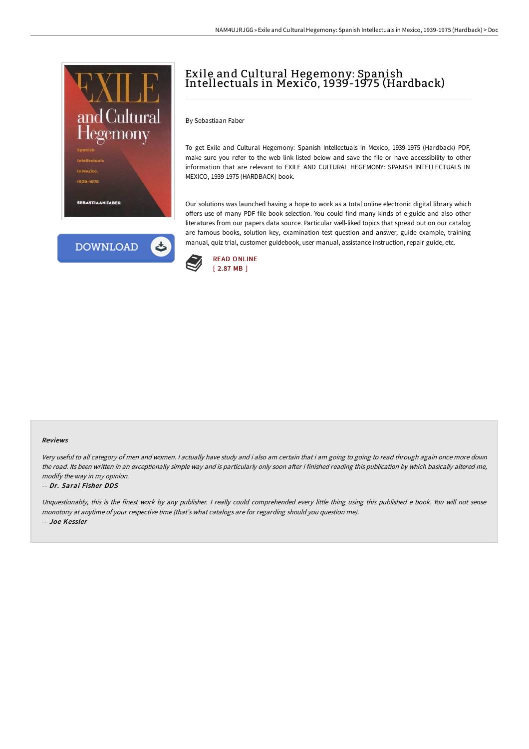# Exile and Cultural Hegemony: Spanish Intellectuals in Mexico, 1939-1975 (Hardback)

By Sebastiaan Faber

To get Exile and Cultural Hegemony: Spanish Intellectuals in Mexico, 1939-1975 (Hardback) PDF, make sure you refer to the web link listed below and save the file or have accessibility to other information that are relevant to EXILE AND CULTURAL HEGEMONY: SPANISH INTELLECTUALS IN MEXICO, 1939-1975 (HARDBACK) book.

Our solutions was launched having a hope to work as a total online electronic digital library which offers use of many PDF file book selection. You could find many kinds of e-guide and also other literatures from our papers data source. Particular well-liked topics that spread out on our catalog are famous books, solution key, examination test question and answer, guide example, training manual, quiz trial, customer guidebook, user manual, assistance instruction, repair guide, etc.

DOWNLOAD

READ ONLINE
[ 2.87 MB ]

### Reviews

*Very useful to all category of men and women. I actually have study and i also am certain that i am going to going to read through again once more down the road. Its been written in an exceptionally simple way and is particularly only soon after i finished reading this publication by which basically altered me, modify the way in my opinion.*

-- *Dr. Sarai Fisher DDS*

*Unquestionably, this is the finest work by any publisher. I really could comprehended every little thing using this published e book. You will not sense monotony at anytime of your respective time (that's what catalogs are for regarding should you question me).*

-- *Joe Kessler*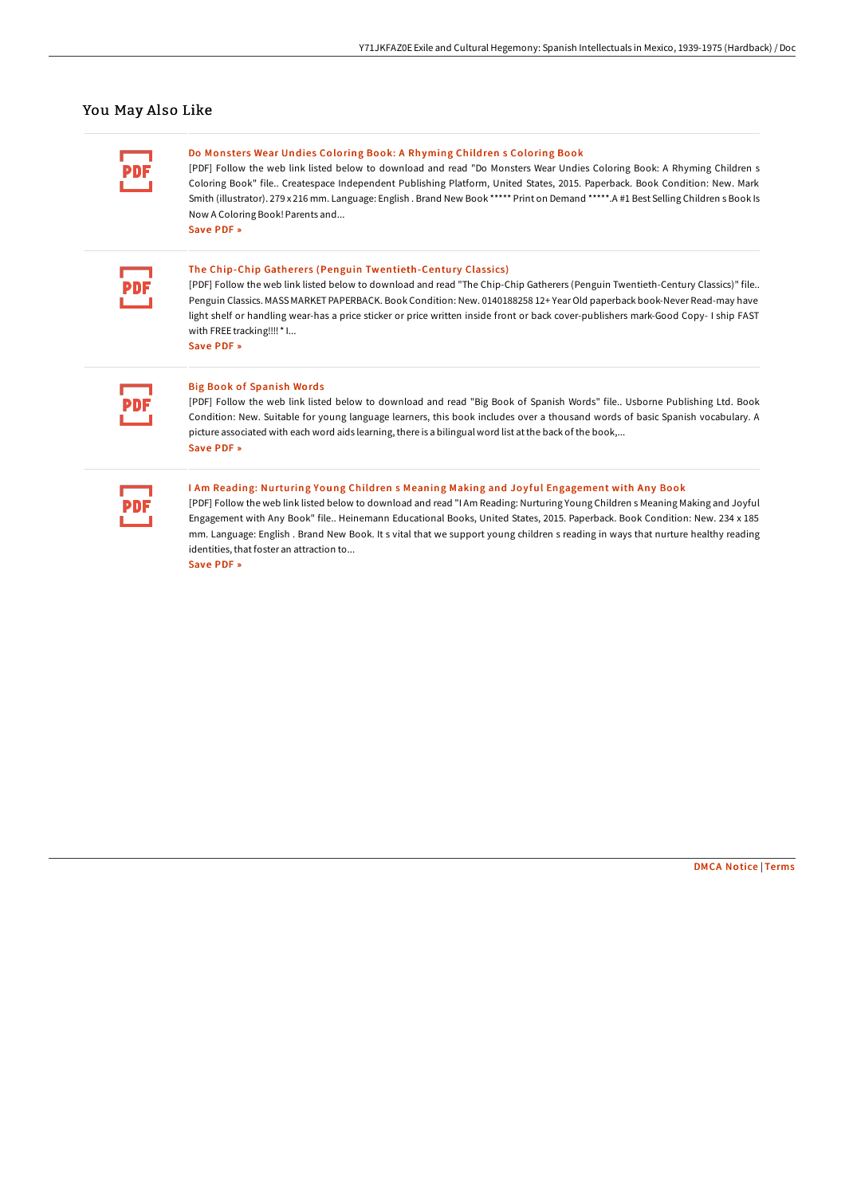## You May Also Like

### Do Monsters Wear Undies Coloring Book: A Rhyming Children s Coloring Book

[PDF] Follow the web link listed below to download and read "Do Monsters Wear Undies Coloring Book: A Rhyming Children s Coloring Book" file.. Createspace Independent Publishing Platform, United States, 2015. Paperback. Book Condition: New. Mark Smith (illustrator). 279 x 216 mm. Language: English . Brand New Book ***** Print on Demand *****.A #1 Best Selling Children s Book Is Now A Coloring Book! Parents and...

Save PDF »

### The Chip-Chip Gatherers (Penguin Twentieth-Century Classics)

[PDF] Follow the web link listed below to download and read "The Chip-Chip Gatherers (Penguin Twentieth-Century Classics)" file.. Penguin Classics. MASS MARKET PAPERBACK. Book Condition: New. 0140188258 12+ Year Old paperback book-Never Read-may have light shelf or handling wear-has a price sticker or price written inside front or back cover-publishers mark-Good Copy- I ship FAST with FREE tracking!!!! * I...

Save PDF »

### Big Book of Spanish Words

[PDF] Follow the web link listed below to download and read "Big Book of Spanish Words" file.. Usborne Publishing Ltd. Book Condition: New. Suitable for young language learners, this book includes over a thousand words of basic Spanish vocabulary. A picture associated with each word aids learning, there is a bilingual word list at the back of the book,...

Save PDF »

### I Am Reading: Nurturing Young Children s Meaning Making and Joyful Engagement with Any Book

[PDF] Follow the web link listed below to download and read "I Am Reading: Nurturing Young Children s Meaning Making and Joyful Engagement with Any Book" file.. Heinemann Educational Books, United States, 2015. Paperback. Book Condition: New. 234 x 185 mm. Language: English . Brand New Book. It s vital that we support young children s reading in ways that nurture healthy reading identities, that foster an attraction to...

Save PDF »

DMCA Notice | Terms